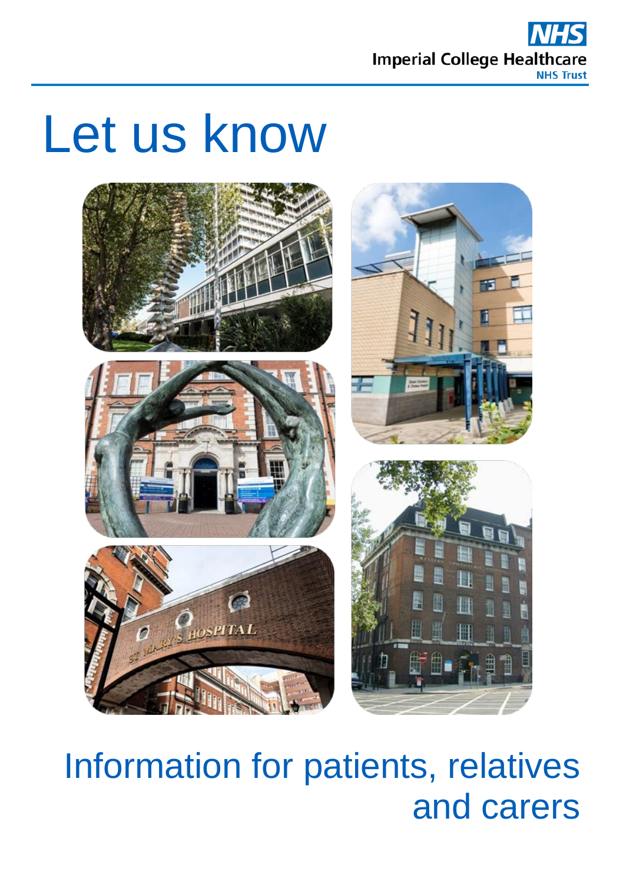Imperial College Healthcare NHS Trust

# Let us know

## Information for patients, relatives and carers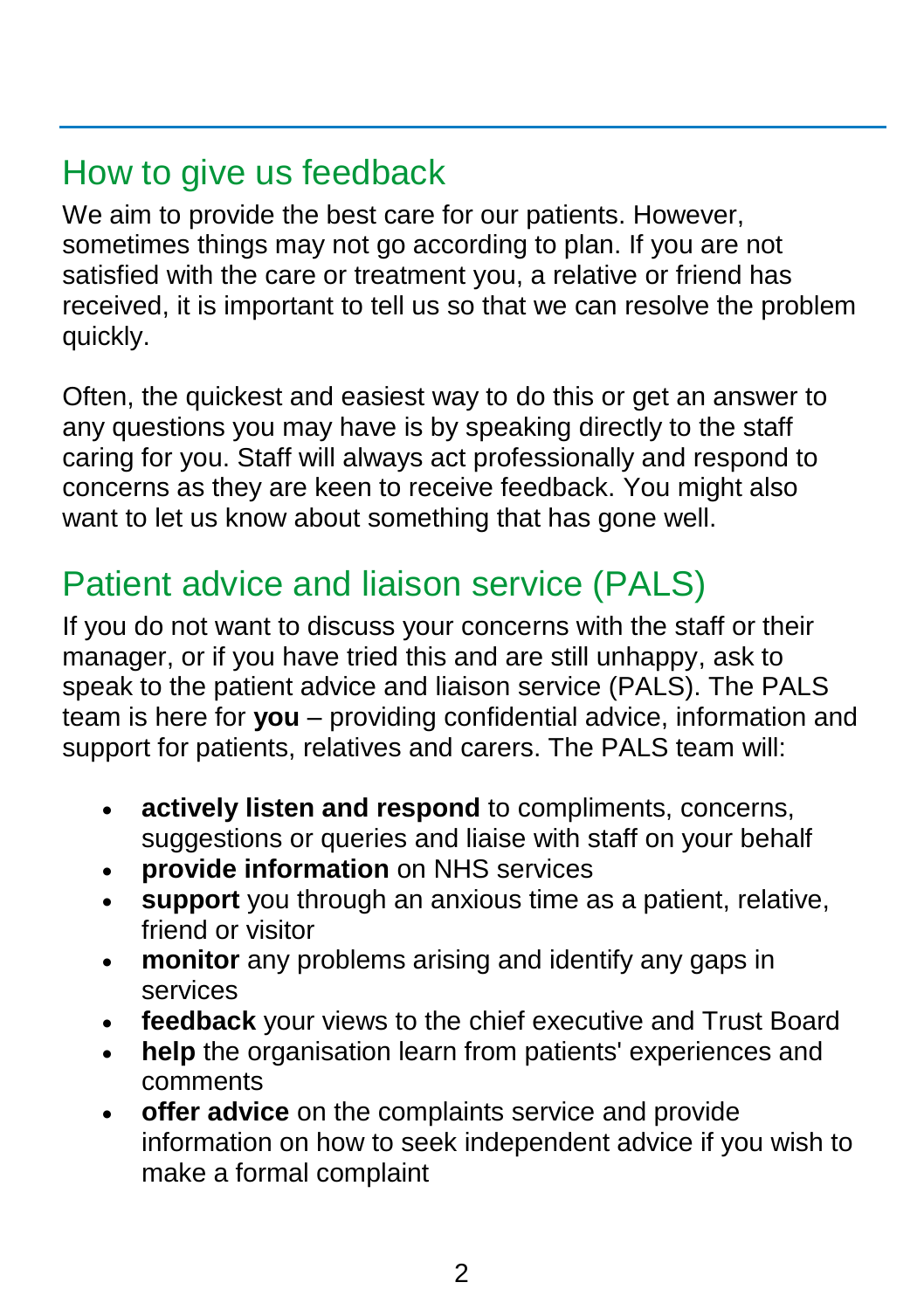## How to give us feedback

We aim to provide the best care for our patients. However, sometimes things may not go according to plan. If you are not satisfied with the care or treatment you, a relative or friend has received, it is important to tell us so that we can resolve the problem quickly.

Often, the quickest and easiest way to do this or get an answer to any questions you may have is by speaking directly to the staff caring for you. Staff will always act professionally and respond to concerns as they are keen to receive feedback. You might also want to let us know about something that has gone well.

## Patient advice and liaison service (PALS)

If you do not want to discuss your concerns with the staff or their manager, or if you have tried this and are still unhappy, ask to speak to the patient advice and liaison service (PALS). The PALS team is here for **you** – providing confidential advice, information and support for patients, relatives and carers. The PALS team will:

- **actively listen and respond** to compliments, concerns, suggestions or queries and liaise with staff on your behalf
- **provide information** on NHS services
- **support** you through an anxious time as a patient, relative, friend or visitor
- **monitor** any problems arising and identify any gaps in services
- **feedback** your views to the chief executive and Trust Board
- **help** the organisation learn from patients' experiences and comments
- **offer advice** on the complaints service and provide information on how to seek independent advice if you wish to make a formal complaint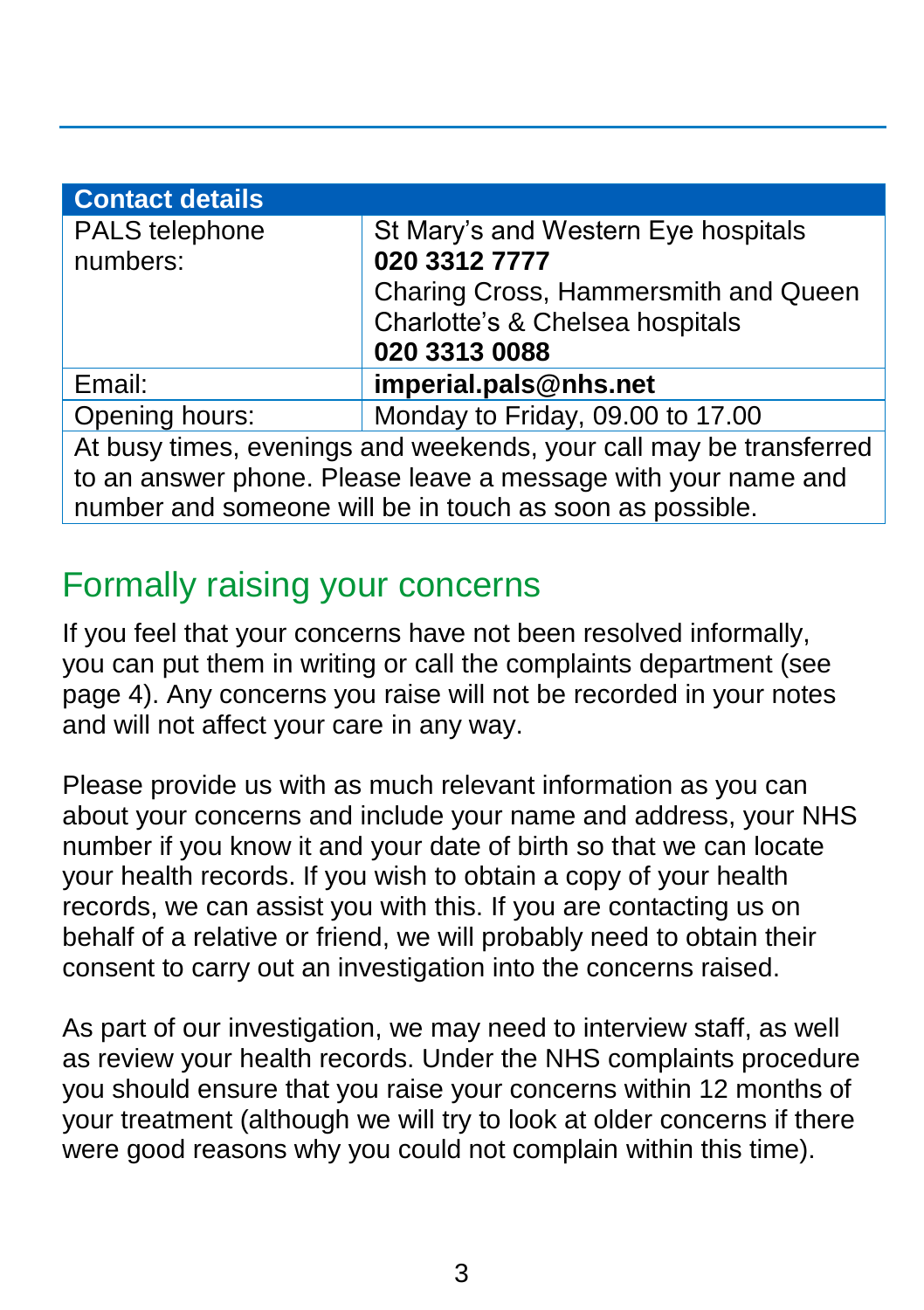| Contact details | |
|---|---|
| PALS telephone numbers: | St Mary's and Western Eye hospitals **020 3312 7777** Charing Cross, Hammersmith and Queen Charlotte's & Chelsea hospitals **020 3313 0088** |
| Email: | **imperial.pals@nhs.net** |
| Opening hours: | Monday to Friday, 09.00 to 17.00 |
| At busy times, evenings and weekends, your call may be transferred to an answer phone. Please leave a message with your name and number and someone will be in touch as soon as possible. | |

## Formally raising your concerns

If you feel that your concerns have not been resolved informally, you can put them in writing or call the complaints department (see page 4). Any concerns you raise will not be recorded in your notes and will not affect your care in any way.

Please provide us with as much relevant information as you can about your concerns and include your name and address, your NHS number if you know it and your date of birth so that we can locate your health records. If you wish to obtain a copy of your health records, we can assist you with this. If you are contacting us on behalf of a relative or friend, we will probably need to obtain their consent to carry out an investigation into the concerns raised.

As part of our investigation, we may need to interview staff, as well as review your health records. Under the NHS complaints procedure you should ensure that you raise your concerns within 12 months of your treatment (although we will try to look at older concerns if there were good reasons why you could not complain within this time).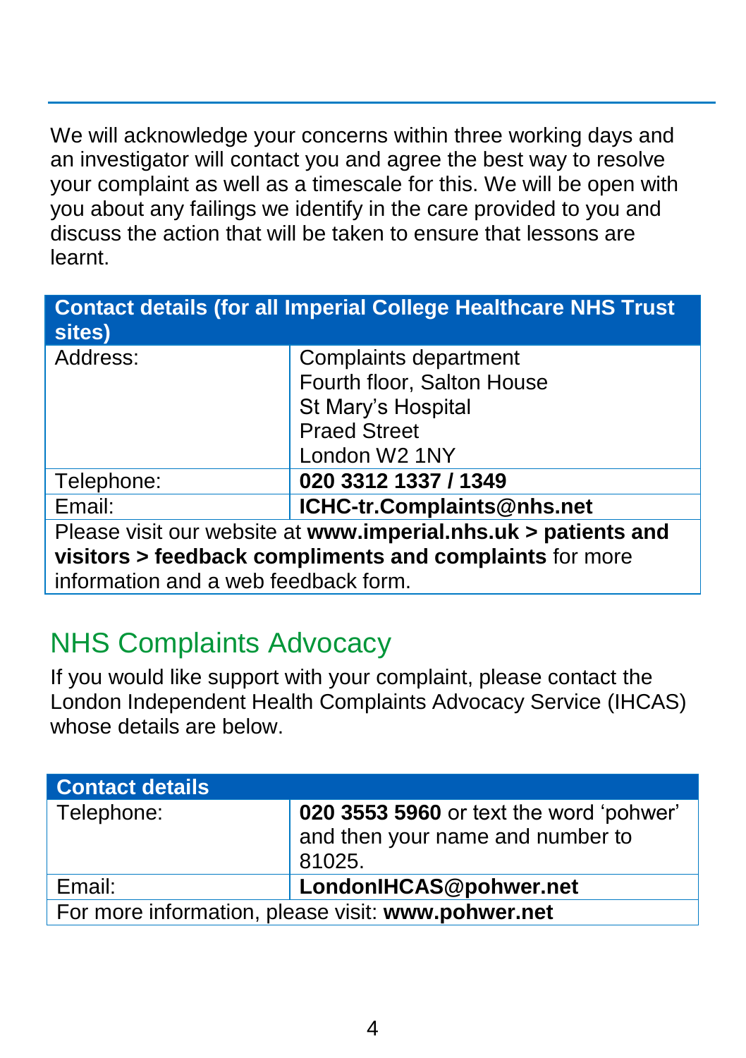We will acknowledge your concerns within three working days and an investigator will contact you and agree the best way to resolve your complaint as well as a timescale for this. We will be open with you about any failings we identify in the care provided to you and discuss the action that will be taken to ensure that lessons are learnt.

| Contact details (for all Imperial College Healthcare NHS Trust sites) | |
|---|---|
| Address: | Complaints department<br>Fourth floor, Salton House<br>St Mary's Hospital<br>Praed Street<br>London W2 1NY |
| Telephone: | **020 3312 1337 / 1349** |
| Email: | **ICHC-tr.Complaints@nhs.net** |
| Please visit our website at **www.imperial.nhs.uk > patients and visitors > feedback compliments and complaints** for more information and a web feedback form. | |

## NHS Complaints Advocacy

If you would like support with your complaint, please contact the London Independent Health Complaints Advocacy Service (IHCAS) whose details are below.

| Contact details | |
|---|---|
| Telephone: | **020 3553 5960** or text the word 'pohwer' and then your name and number to 81025. |
| Email: | **LondonIHCAS@pohwer.net** |
| For more information, please visit: **www.pohwer.net** | |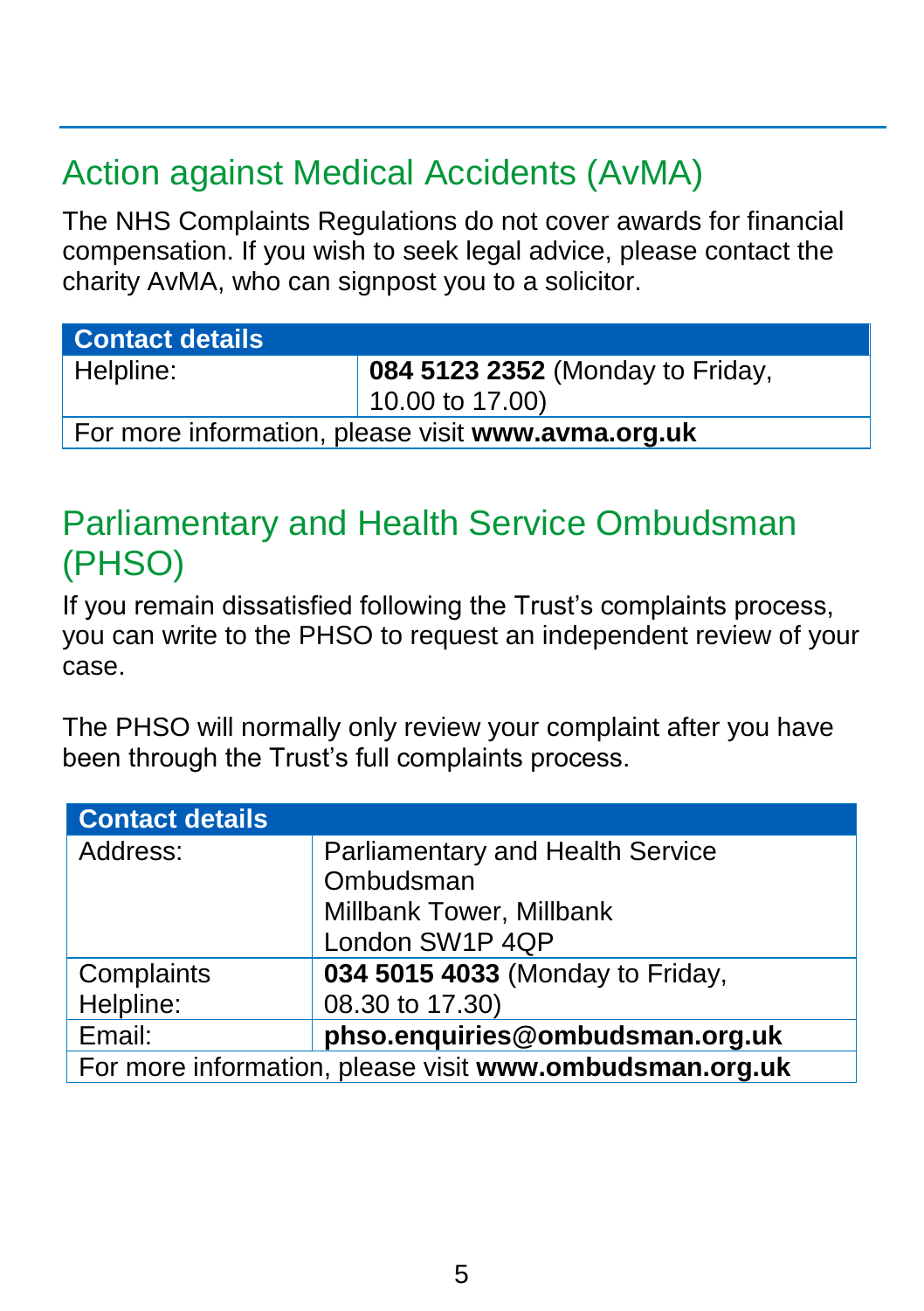## Action against Medical Accidents (AvMA)

The NHS Complaints Regulations do not cover awards for financial compensation. If you wish to seek legal advice, please contact the charity AvMA, who can signpost you to a solicitor.

| **Contact details** | |
|---|---|
| Helpline: | **084 5123 2352** (Monday to Friday, 10.00 to 17.00) |
| For more information, please visit **www.avma.org.uk** | |

## Parliamentary and Health Service Ombudsman (PHSO)

If you remain dissatisfied following the Trust's complaints process, you can write to the PHSO to request an independent review of your case.

The PHSO will normally only review your complaint after you have been through the Trust's full complaints process.

| **Contact details** | |
|---|---|
| Address: | Parliamentary and Health Service Ombudsman<br>Millbank Tower, Millbank<br>London SW1P 4QP |
| Complaints Helpline: | **034 5015 4033** (Monday to Friday, 08.30 to 17.30) |
| Email: | **phso.enquiries@ombudsman.org.uk** |
| For more information, please visit **www.ombudsman.org.uk** | |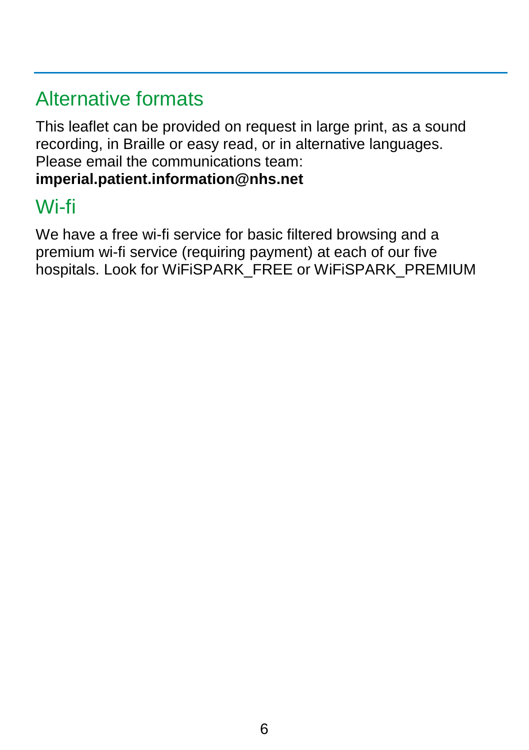## Alternative formats

This leaflet can be provided on request in large print, as a sound recording, in Braille or easy read, or in alternative languages. Please email the communications team:
**imperial.patient.information@nhs.net**

## Wi-fi

We have a free wi-fi service for basic filtered browsing and a premium wi-fi service (requiring payment) at each of our five hospitals. Look for WiFiSPARK_FREE or WiFiSPARK_PREMIUM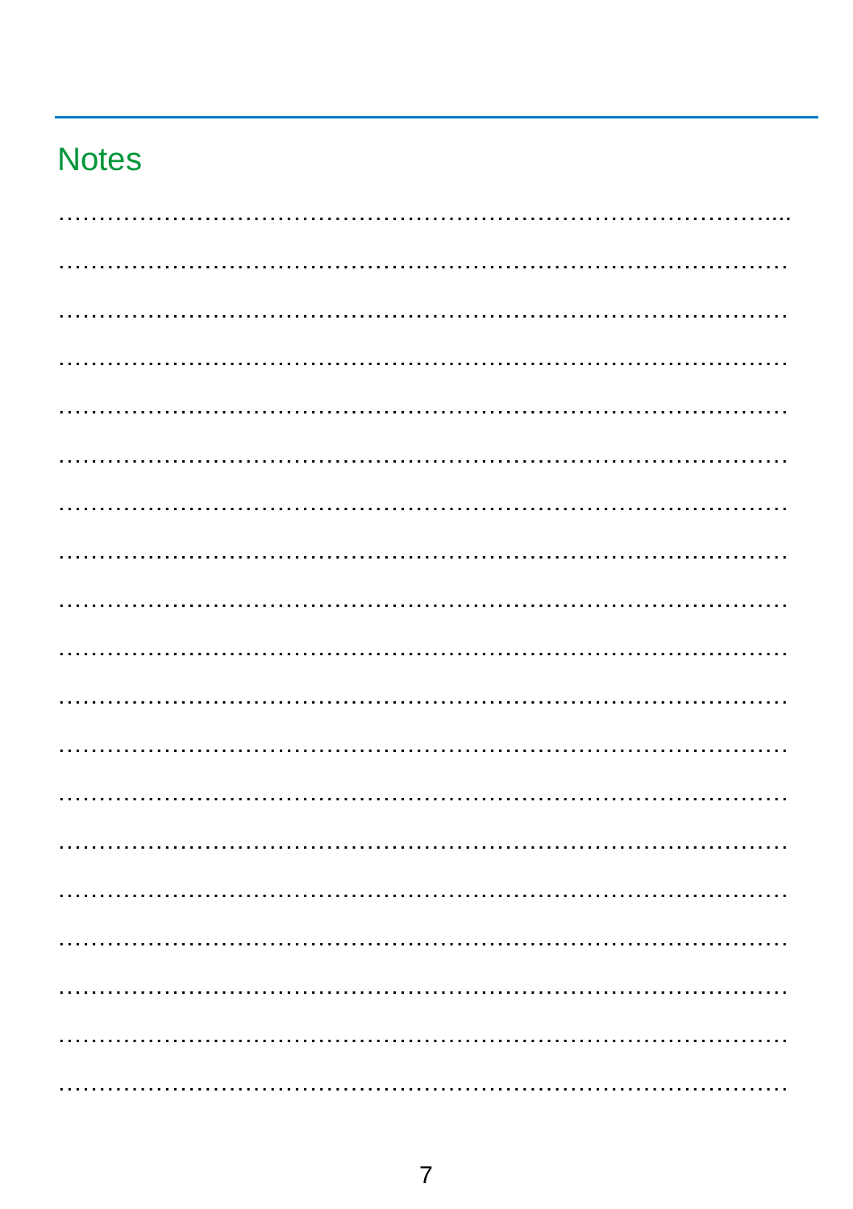## Notes

…………………………………………………………………………….

…………………………………………………………………………

…………………………………………………………………………

…………………………………………………………………………

…………………………………………………………………………

…………………………………………………………………………

…………………………………………………………………………

…………………………………………………………………………

…………………………………………………………………………

…………………………………………………………………………

…………………………………………………………………………

…………………………………………………………………………

…………………………………………………………………………

…………………………………………………………………………

…………………………………………………………………………

…………………………………………………………………………

…………………………………………………………………………

…………………………………………………………………………

…………………………………………………………………………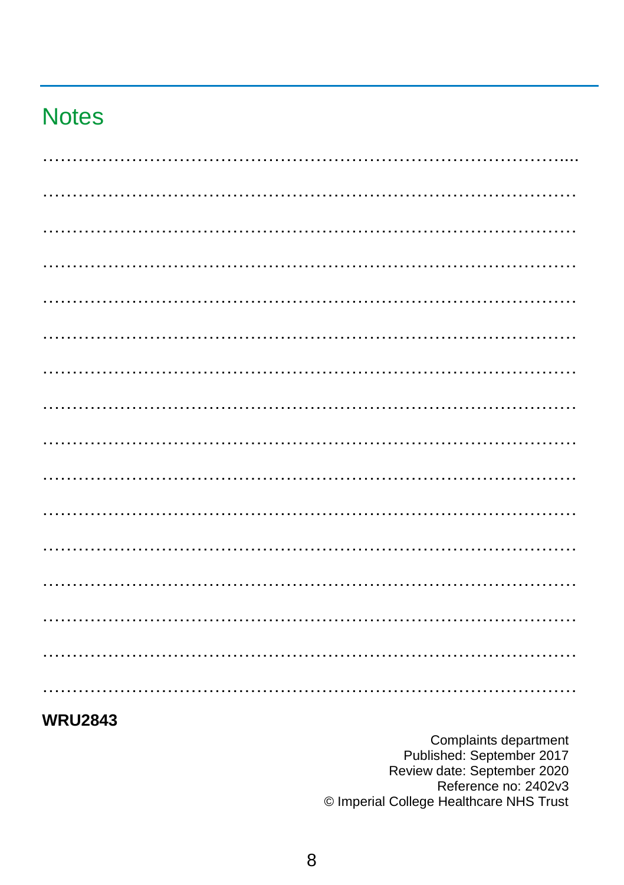## Notes

…………………………………………………………………………………...

……………………………………………………………………………………

……………………………………………………………………………………

……………………………………………………………………………………

……………………………………………………………………………………

……………………………………………………………………………………

……………………………………………………………………………………

……………………………………………………………………………………

……………………………………………………………………………………

……………………………………………………………………………………

……………………………………………………………………………………

……………………………………………………………………………………

……………………………………………………………………………………

……………………………………………………………………………………

……………………………………………………………………………………

……………………………………………………………………………………

**WRU2843**

Complaints department
Published: September 2017
Review date: September 2020
Reference no: 2402v3
© Imperial College Healthcare NHS Trust